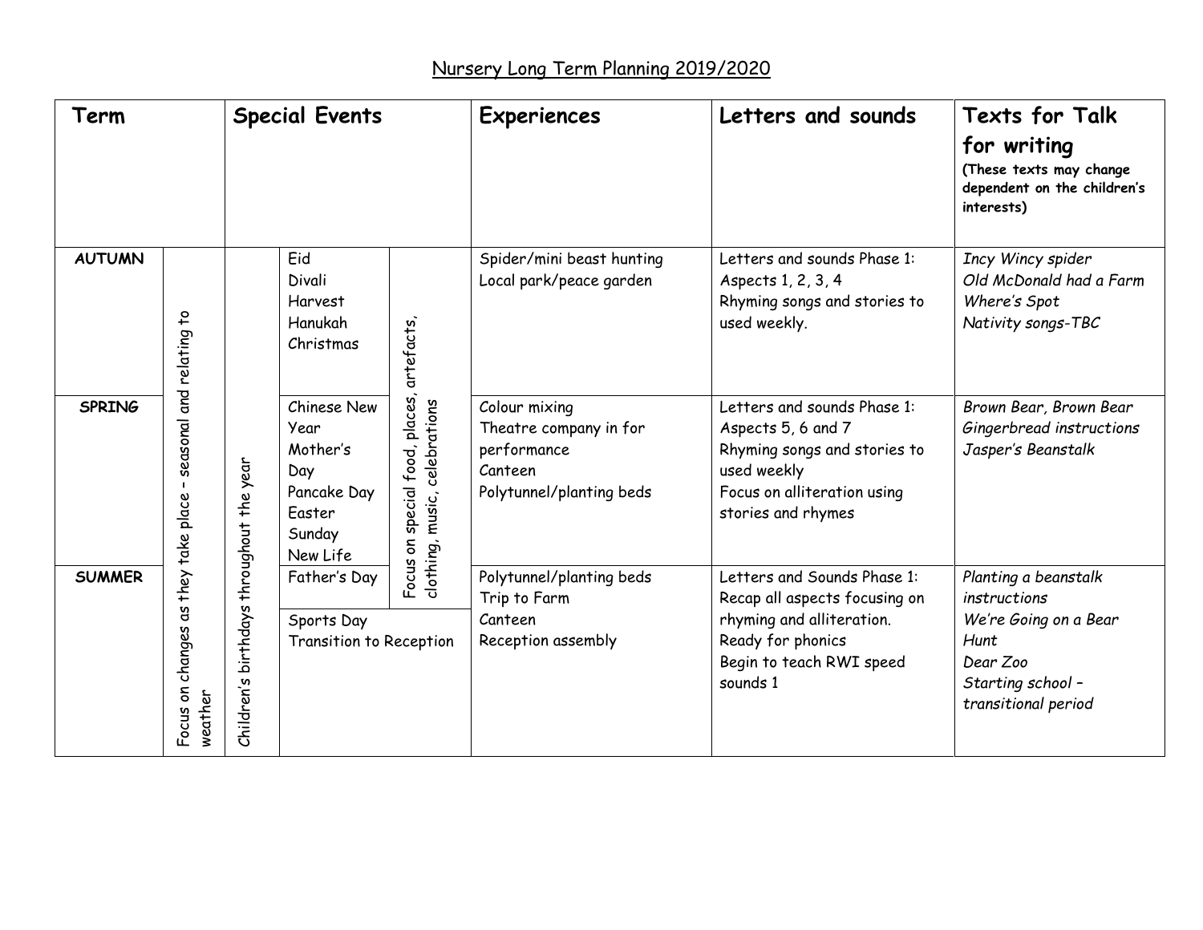# Nursery Long Term Planning 2019/2020

| Term | | Special Events | | | Experiences | Letters and sounds | Texts for Talk for writing (These texts may change dependent on the children's interests) |
|---|---|---|---|---|---|---|---|
| **AUTUMN** | Focus on changes as they take place – seasonal and relating to weather | Children's birthdays throughout the year | Eid<br>Divali<br>Harvest<br>Hanukah<br>Christmas | Focus on special food, places, artefacts, clothing, music, celebrations | Spider/mini beast hunting<br>Local park/peace garden | Letters and sounds Phase 1:<br>Aspects 1, 2, 3, 4<br>Rhyming songs and stories to used weekly. | *Incy Wincy spider*<br>*Old McDonald had a Farm*<br>*Where's Spot*<br>*Nativity songs-TBC* |
| **SPRING** | | | Chinese New Year<br>Mother's Day<br>Pancake Day<br>Easter Sunday<br>New Life | | Colour mixing<br>Theatre company in for performance<br>Canteen<br>Polytunnel/planting beds | Letters and sounds Phase 1:<br>Aspects 5, 6 and 7<br>Rhyming songs and stories to used weekly<br>Focus on alliteration using stories and rhymes | *Brown Bear, Brown Bear*<br>*Gingerbread instructions*<br>*Jasper's Beanstalk* |
| **SUMMER** | | | Father's Day<br>Sports Day<br>Transition to Reception | | Polytunnel/planting beds<br>Trip to Farm<br>Canteen<br>Reception assembly | Letters and Sounds Phase 1:<br>Recap all aspects focusing on rhyming and alliteration.<br>Ready for phonics<br>Begin to teach RWI speed sounds 1 | *Planting a beanstalk instructions*<br>*We're Going on a Bear Hunt*<br>*Dear Zoo*<br>*Starting school – transitional period* |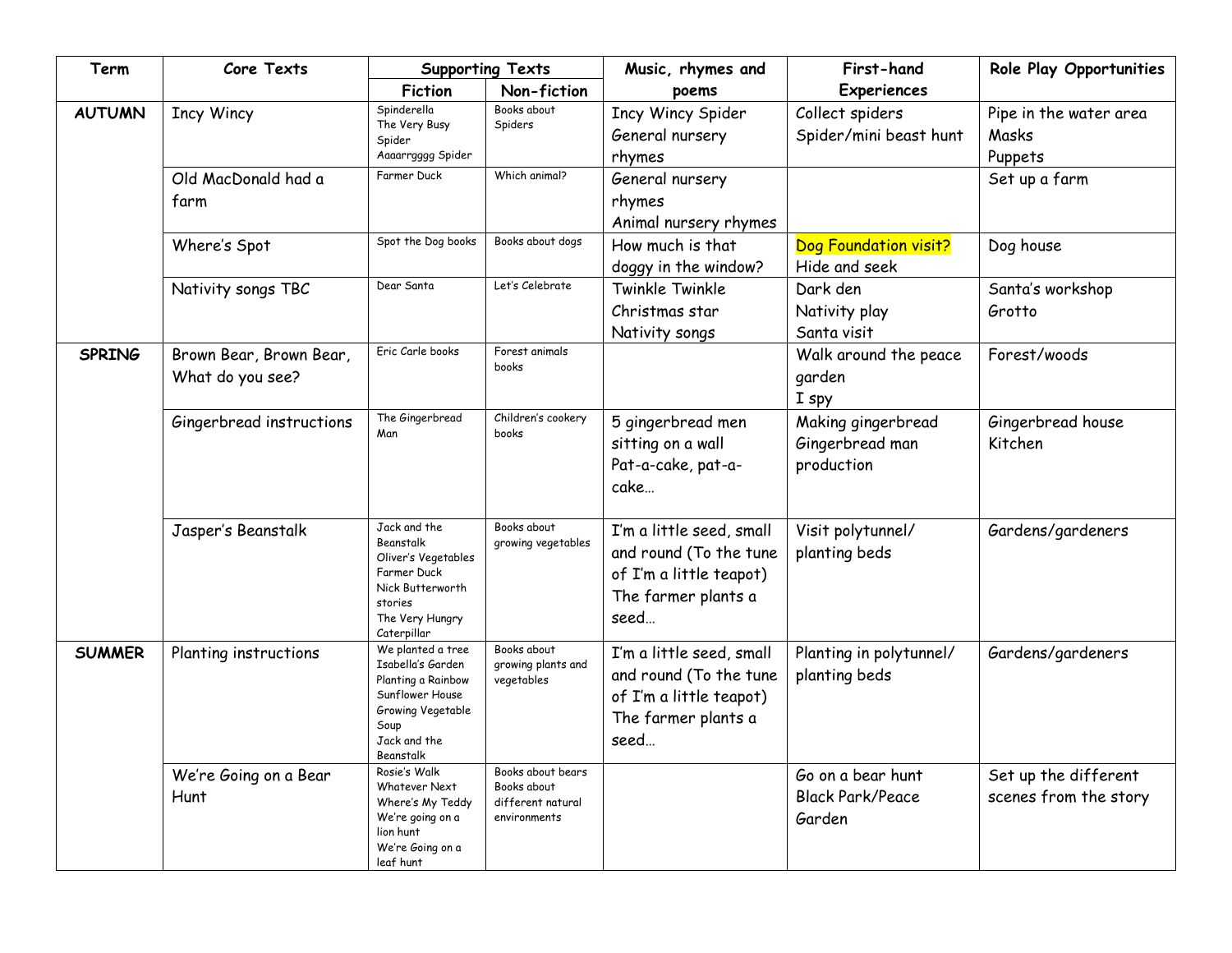| Term | Core Texts | Supporting Texts | | Music, rhymes and poems | First-hand Experiences | Role Play Opportunities |
|---|---|---|---|---|---|---|
| | | Fiction | Non-fiction | | | |
| **AUTUMN** | Incy Wincy | Spinderella<br>The Very Busy Spider<br>Aaaarrgggg Spider | Books about Spiders | Incy Wincy Spider<br>General nursery rhymes | Collect spiders<br>Spider/mini beast hunt | Pipe in the water area<br>Masks<br>Puppets |
| | Old MacDonald had a farm | Farmer Duck | Which animal? | General nursery rhymes<br>Animal nursery rhymes | | Set up a farm |
| | Where's Spot | Spot the Dog books | Books about dogs | How much is that doggy in the window? | Dog Foundation visit?<br>Hide and seek | Dog house |
| | Nativity songs TBC | Dear Santa | Let's Celebrate | Twinkle Twinkle Christmas star<br>Nativity songs | Dark den<br>Nativity play<br>Santa visit | Santa's workshop<br>Grotto |
| **SPRING** | Brown Bear, Brown Bear, What do you see? | Eric Carle books | Forest animals books | | Walk around the peace garden<br>I spy | Forest/woods |
| | Gingerbread instructions | The Gingerbread Man | Children's cookery books | 5 gingerbread men sitting on a wall<br>Pat-a-cake, pat-a-cake… | Making gingerbread<br>Gingerbread man production | Gingerbread house<br>Kitchen |
| | Jasper's Beanstalk | Jack and the Beanstalk<br>Oliver's Vegetables<br>Farmer Duck<br>Nick Butterworth stories<br>The Very Hungry Caterpillar | Books about growing vegetables | I'm a little seed, small and round (To the tune of I'm a little teapot)<br>The farmer plants a seed… | Visit polytunnel/ planting beds | Gardens/gardeners |
| **SUMMER** | Planting instructions | We planted a tree<br>Isabella's Garden<br>Planting a Rainbow<br>Sunflower House<br>Growing Vegetable Soup<br>Jack and the Beanstalk | Books about growing plants and vegetables | I'm a little seed, small and round (To the tune of I'm a little teapot)<br>The farmer plants a seed… | Planting in polytunnel/ planting beds | Gardens/gardeners |
| | We're Going on a Bear Hunt | Rosie's Walk<br>Whatever Next<br>Where's My Teddy<br>We're going on a lion hunt<br>We're Going on a leaf hunt | Books about bears<br>Books about different natural environments | | Go on a bear hunt<br>Black Park/Peace Garden | Set up the different scenes from the story |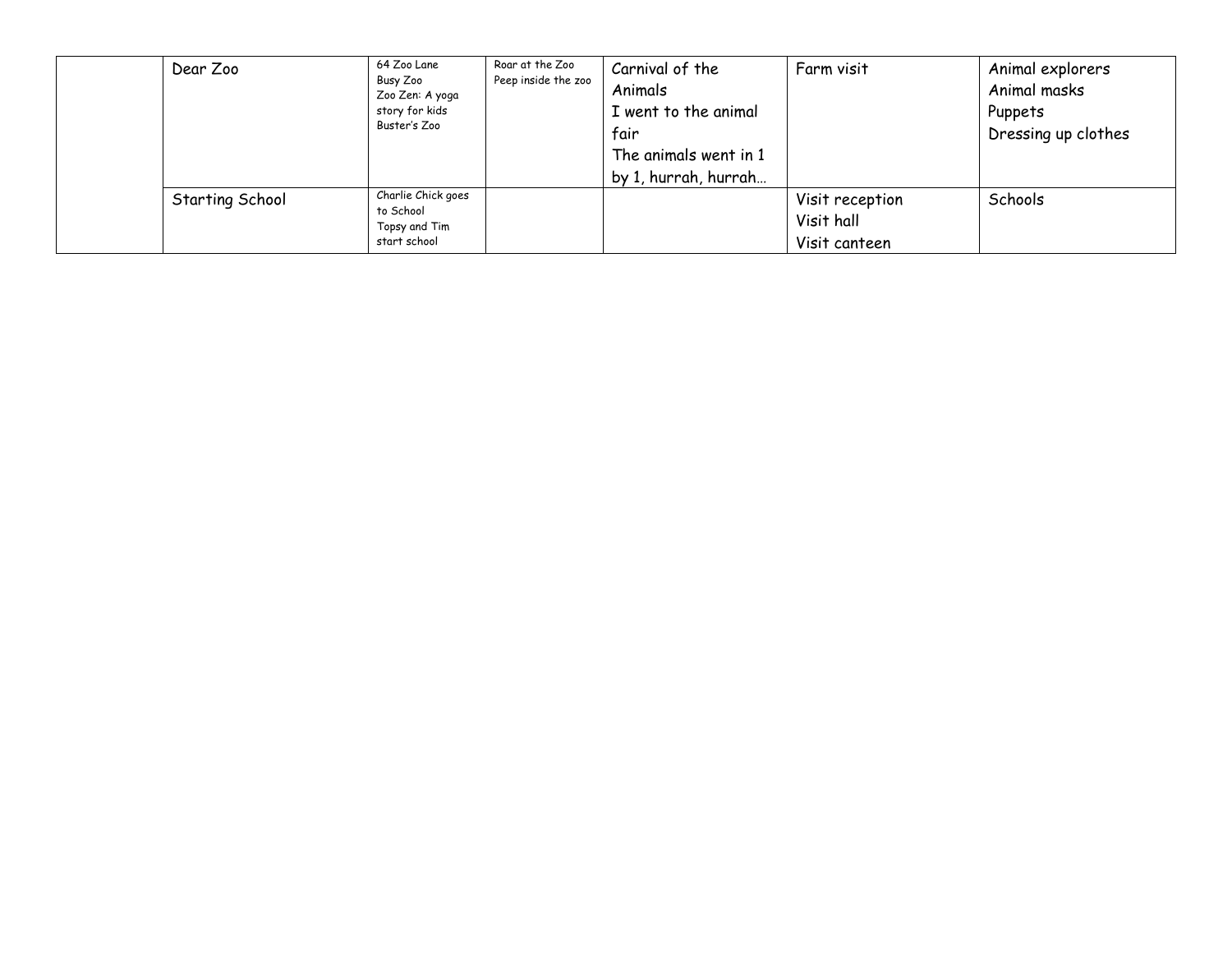| | | | | | | |
|---|---|---|---|---|---|---|
| | Dear Zoo | 64 Zoo Lane<br>Busy Zoo<br>Zoo Zen: A yoga story for kids<br>Buster's Zoo | Roar at the Zoo<br>Peep inside the zoo | Carnival of the Animals<br>I went to the animal fair<br>The animals went in 1 by 1, hurrah, hurrah… | Farm visit | Animal explorers<br>Animal masks<br>Puppets<br>Dressing up clothes |
| | Starting School | Charlie Chick goes to School<br>Topsy and Tim start school | | | Visit reception<br>Visit hall<br>Visit canteen | Schools |